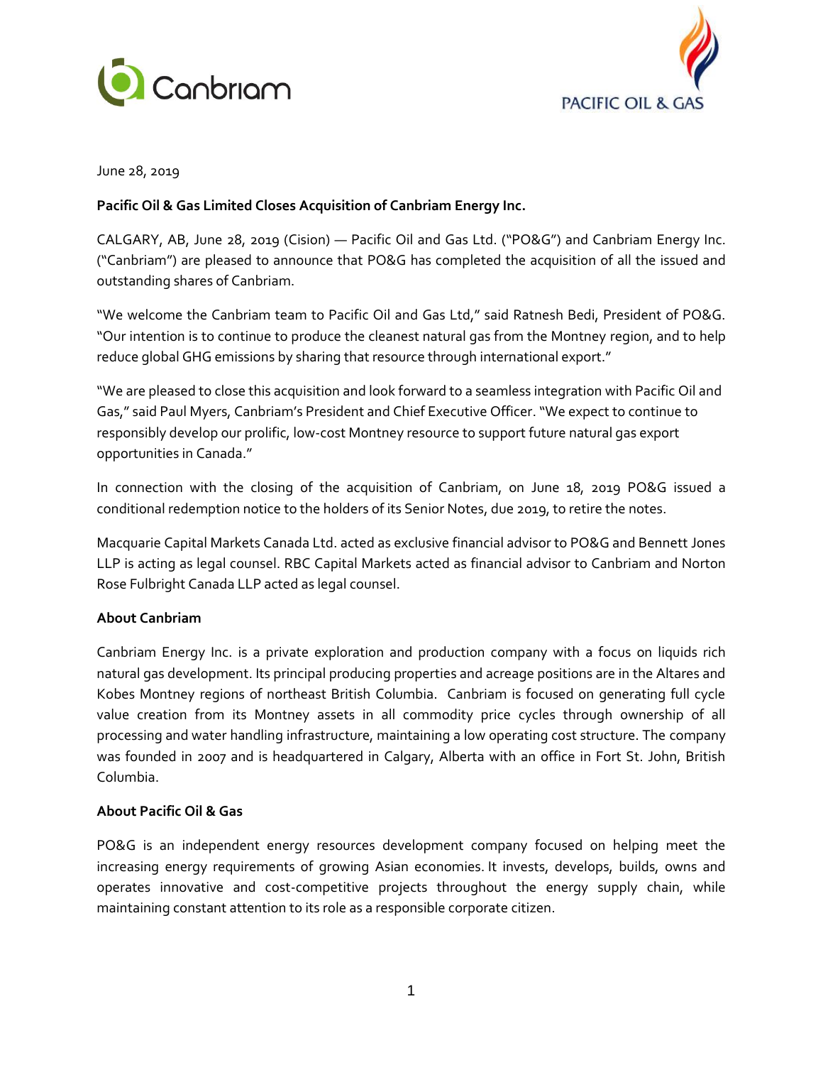June 28, 2019

**Pacific Oil & Gas Limited Closes Acquisition of Canbriam Energy Inc.**

CALGARY, AB, June 28, 2019 (Cision) — Pacific Oil and Gas Ltd. ("PO&G") and Canbriam Energy Inc. ("Canbriam") are pleased to announce that PO&G has completed the acquisition of all the issued and outstanding shares of Canbriam.

"We welcome the Canbriam team to Pacific Oil and Gas Ltd," said Ratnesh Bedi, President of PO&G. "Our intention is to continue to produce the cleanest natural gas from the Montney region, and to help reduce global GHG emissions by sharing that resource through international export."

"We are pleased to close this acquisition and look forward to a seamless integration with Pacific Oil and Gas," said Paul Myers, Canbriam's President and Chief Executive Officer. "We expect to continue to responsibly develop our prolific, low-cost Montney resource to support future natural gas export opportunities in Canada."

In connection with the closing of the acquisition of Canbriam, on June 18, 2019 PO&G issued a conditional redemption notice to the holders of its Senior Notes, due 2019, to retire the notes.

Macquarie Capital Markets Canada Ltd. acted as exclusive financial advisor to PO&G and Bennett Jones LLP is acting as legal counsel. RBC Capital Markets acted as financial advisor to Canbriam and Norton Rose Fulbright Canada LLP acted as legal counsel.

**About Canbriam**

Canbriam Energy Inc. is a private exploration and production company with a focus on liquids rich natural gas development. Its principal producing properties and acreage positions are in the Altares and Kobes Montney regions of northeast British Columbia. Canbriam is focused on generating full cycle value creation from its Montney assets in all commodity price cycles through ownership of all processing and water handling infrastructure, maintaining a low operating cost structure. The company was founded in 2007 and is headquartered in Calgary, Alberta with an office in Fort St. John, British Columbia.

**About Pacific Oil & Gas**

PO&G is an independent energy resources development company focused on helping meet the increasing energy requirements of growing Asian economies. It invests, develops, builds, owns and operates innovative and cost-competitive projects throughout the energy supply chain, while maintaining constant attention to its role as a responsible corporate citizen.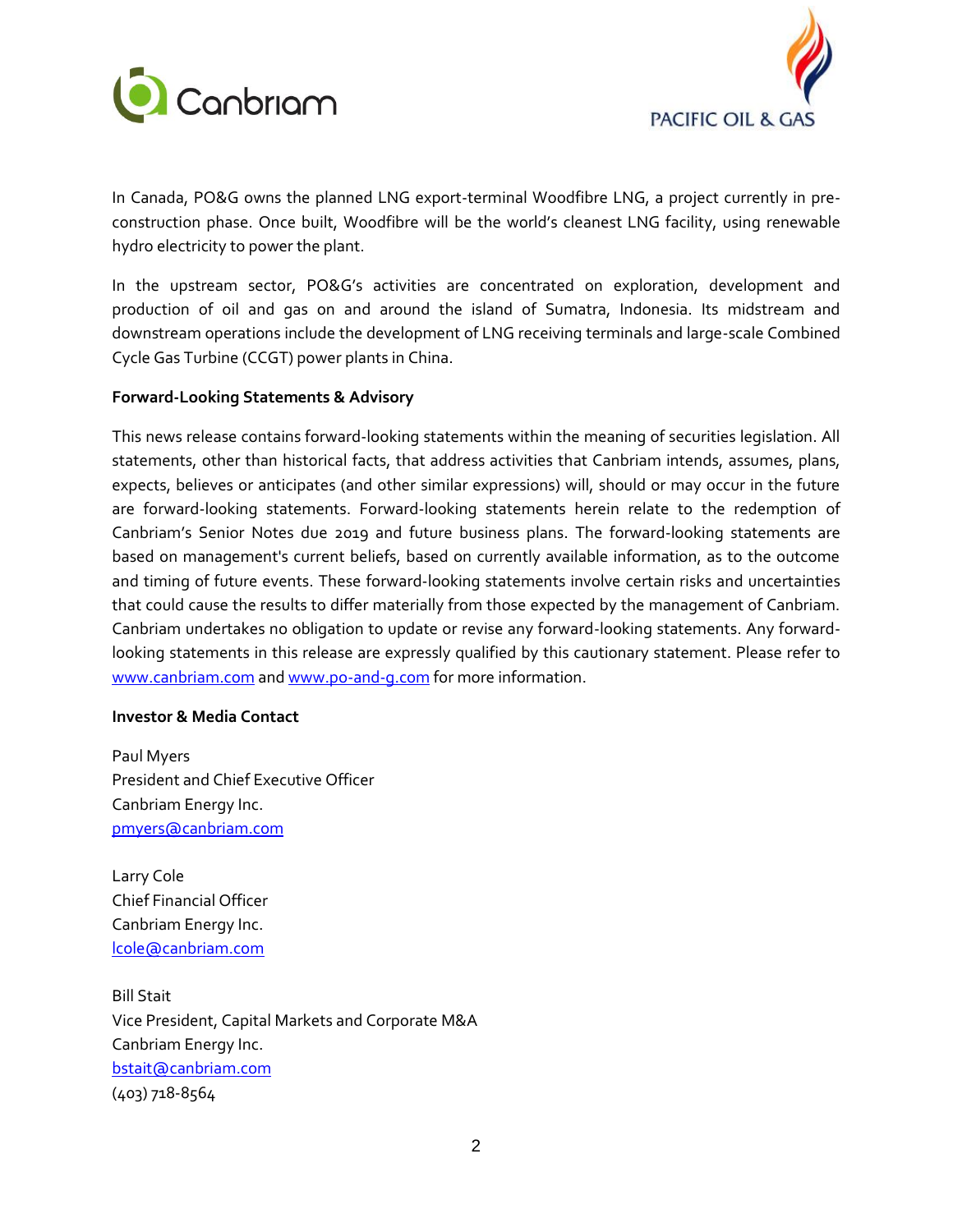In Canada, PO&G owns the planned LNG export-terminal Woodfibre LNG, a project currently in pre-construction phase. Once built, Woodfibre will be the world's cleanest LNG facility, using renewable hydro electricity to power the plant.

In the upstream sector, PO&G's activities are concentrated on exploration, development and production of oil and gas on and around the island of Sumatra, Indonesia. Its midstream and downstream operations include the development of LNG receiving terminals and large-scale Combined Cycle Gas Turbine (CCGT) power plants in China.

**Forward-Looking Statements & Advisory**

This news release contains forward-looking statements within the meaning of securities legislation. All statements, other than historical facts, that address activities that Canbriam intends, assumes, plans, expects, believes or anticipates (and other similar expressions) will, should or may occur in the future are forward-looking statements. Forward-looking statements herein relate to the redemption of Canbriam's Senior Notes due 2019 and future business plans. The forward-looking statements are based on management's current beliefs, based on currently available information, as to the outcome and timing of future events. These forward-looking statements involve certain risks and uncertainties that could cause the results to differ materially from those expected by the management of Canbriam. Canbriam undertakes no obligation to update or revise any forward-looking statements. Any forward-looking statements in this release are expressly qualified by this cautionary statement. Please refer to www.canbriam.com and www.po-and-g.com for more information.

**Investor & Media Contact**

Paul Myers
President and Chief Executive Officer
Canbriam Energy Inc.
pmyers@canbriam.com

Larry Cole
Chief Financial Officer
Canbriam Energy Inc.
lcole@canbriam.com

Bill Stait
Vice President, Capital Markets and Corporate M&A
Canbriam Energy Inc.
bstait@canbriam.com
(403) 718-8564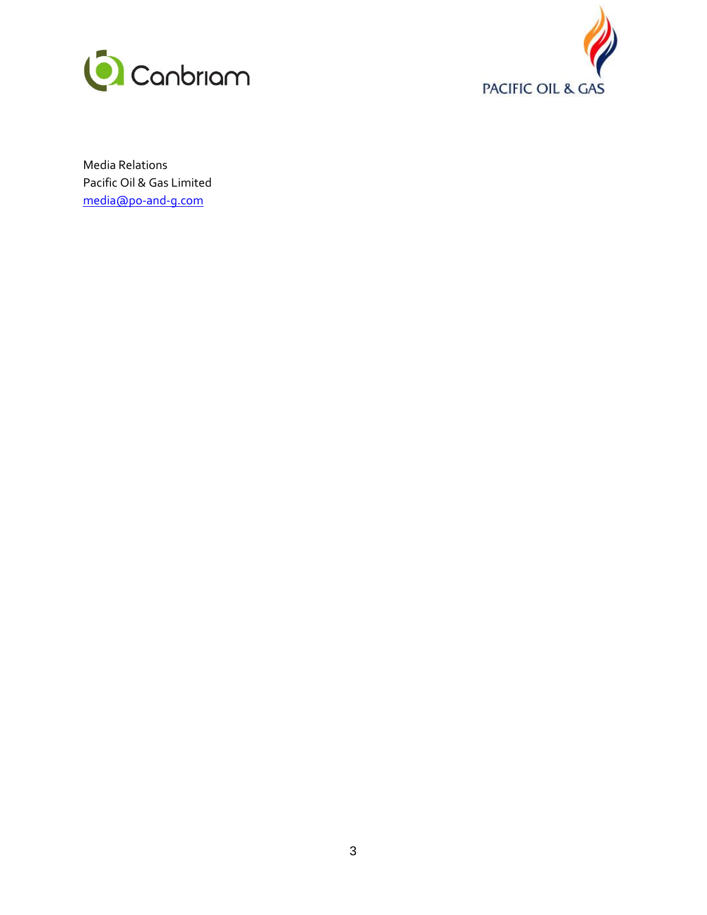Media Relations
Pacific Oil & Gas Limited
[media@po-and-g.com](mailto:media@po-and-g.com)